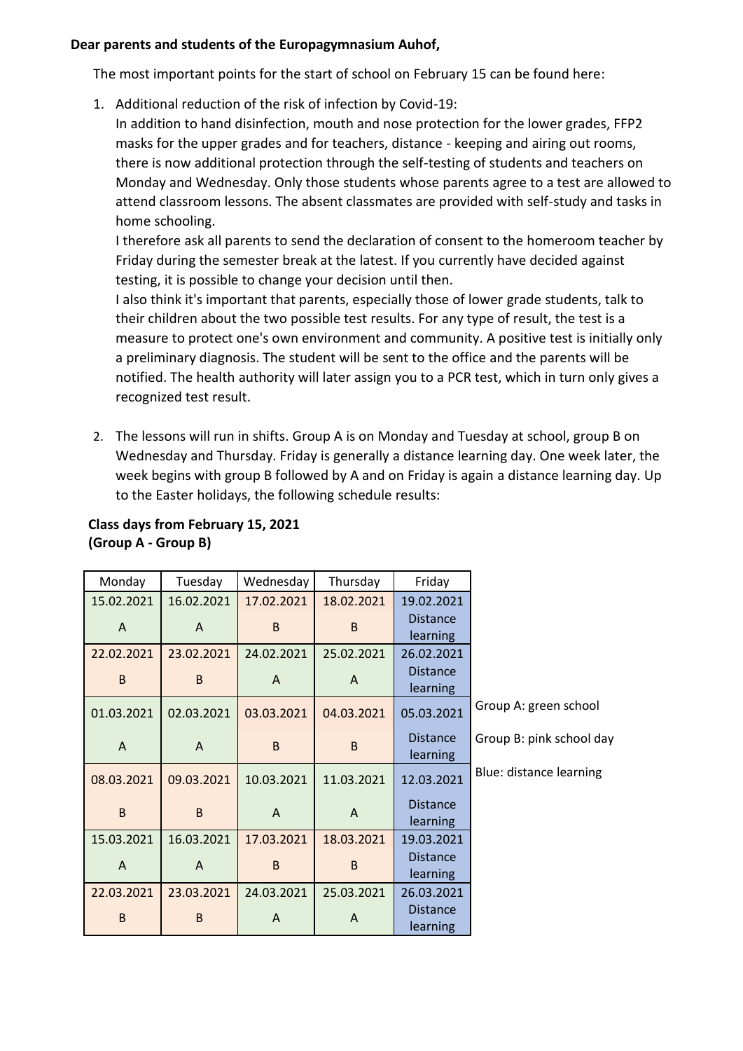**Dear parents and students of the Europagymnasium Auhof,**

The most important points for the start of school on February 15 can be found here:

1. Additional reduction of the risk of infection by Covid-19:
   In addition to hand disinfection, mouth and nose protection for the lower grades, FFP2 masks for the upper grades and for teachers, distance - keeping and airing out rooms, there is now additional protection through the self-testing of students and teachers on Monday and Wednesday. Only those students whose parents agree to a test are allowed to attend classroom lessons. The absent classmates are provided with self-study and tasks in home schooling.
   I therefore ask all parents to send the declaration of consent to the homeroom teacher by Friday during the semester break at the latest. If you currently have decided against testing, it is possible to change your decision until then.
   I also think it's important that parents, especially those of lower grade students, talk to their children about the two possible test results. For any type of result, the test is a measure to protect one's own environment and community. A positive test is initially only a preliminary diagnosis. The student will be sent to the office and the parents will be notified. The health authority will later assign you to a PCR test, which in turn only gives a recognized test result.

2. The lessons will run in shifts. Group A is on Monday and Tuesday at school, group B on Wednesday and Thursday. Friday is generally a distance learning day. One week later, the week begins with group B followed by A and on Friday is again a distance learning day. Up to the Easter holidays, the following schedule results:

**Class days from February 15, 2021**
**(Group A - Group B)**

| Monday | Tuesday | Wednesday | Thursday | Friday |
|---|---|---|---|---|
| 15.02.2021 A | 16.02.2021 A | 17.02.2021 B | 18.02.2021 B | 19.02.2021 Distance learning |
| 22.02.2021 B | 23.02.2021 B | 24.02.2021 A | 25.02.2021 A | 26.02.2021 Distance learning |
| 01.03.2021 A | 02.03.2021 A | 03.03.2021 B | 04.03.2021 B | 05.03.2021 Distance learning |
| 08.03.2021 B | 09.03.2021 B | 10.03.2021 A | 11.03.2021 A | 12.03.2021 Distance learning |
| 15.03.2021 A | 16.03.2021 A | 17.03.2021 B | 18.03.2021 B | 19.03.2021 Distance learning |
| 22.03.2021 B | 23.03.2021 B | 24.03.2021 A | 25.03.2021 A | 26.03.2021 Distance learning |

Group A: green school

Group B: pink school day

Blue: distance learning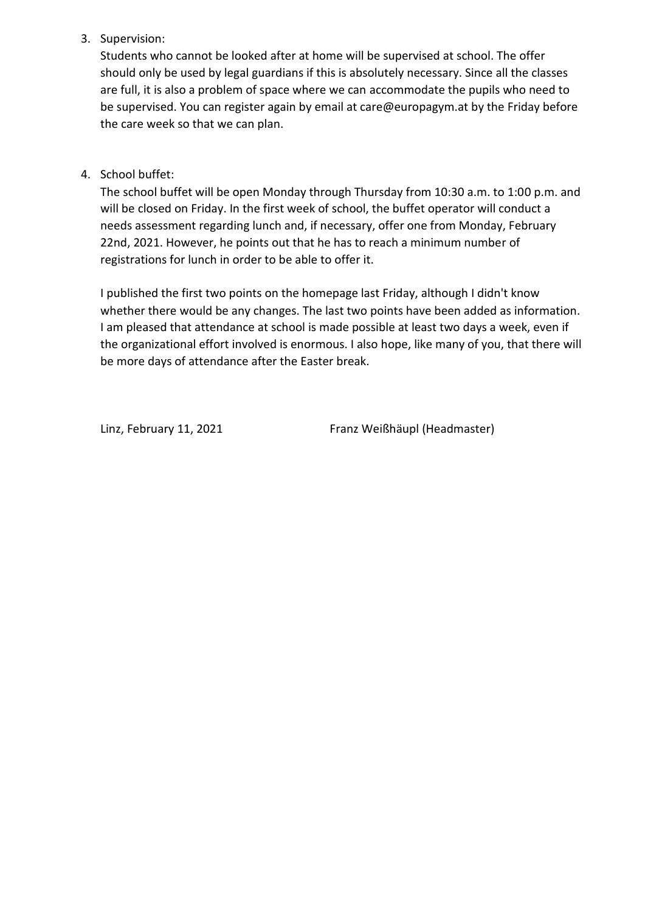3. Supervision:
   Students who cannot be looked after at home will be supervised at school. The offer should only be used by legal guardians if this is absolutely necessary. Since all the classes are full, it is also a problem of space where we can accommodate the pupils who need to be supervised. You can register again by email at care@europagym.at by the Friday before the care week so that we can plan.

4. School buffet:
   The school buffet will be open Monday through Thursday from 10:30 a.m. to 1:00 p.m. and will be closed on Friday. In the first week of school, the buffet operator will conduct a needs assessment regarding lunch and, if necessary, offer one from Monday, February 22nd, 2021. However, he points out that he has to reach a minimum number of registrations for lunch in order to be able to offer it.

   I published the first two points on the homepage last Friday, although I didn't know whether there would be any changes. The last two points have been added as information. I am pleased that attendance at school is made possible at least two days a week, even if the organizational effort involved is enormous. I also hope, like many of you, that there will be more days of attendance after the Easter break.

Linz, February 11, 2021 Franz Weißhäupl (Headmaster)